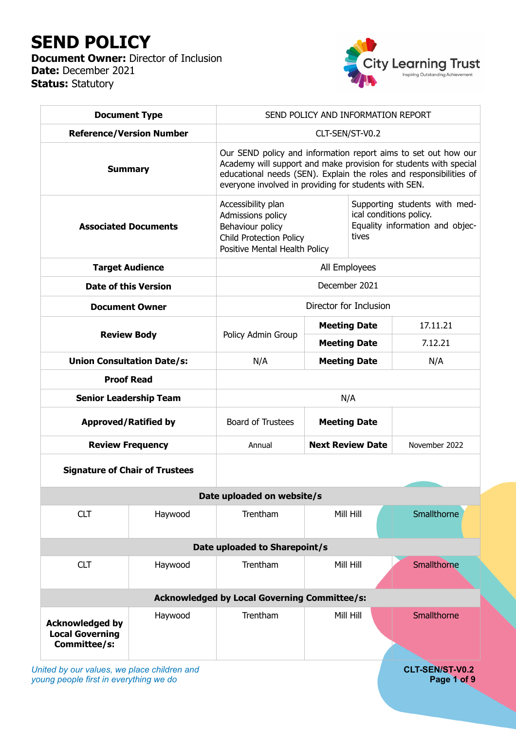# SEND POLICY

**Document Owner:** Director of Inclusion
**Date:** December 2021
**Status:** Statutory

| | | | | |
|---|---|---|---|---|
| **Document Type** | SEND POLICY AND INFORMATION REPORT | | | |
| **Reference/Version Number** | CLT-SEN/ST-V0.2 | | | |
| **Summary** | Our SEND policy and information report aims to set out how our Academy will support and make provision for students with special educational needs (SEN). Explain the roles and responsibilities of everyone involved in providing for students with SEN. | | | |
| **Associated Documents** | Accessibility plan<br>Admissions policy<br>Behaviour policy<br>Child Protection Policy<br>Positive Mental Health Policy | | Supporting students with medical conditions policy.<br>Equality information and objectives | |
| **Target Audience** | All Employees | | | |
| **Date of this Version** | December 2021 | | | |
| **Document Owner** | Director for Inclusion | | | |
| **Review Body** | Policy Admin Group | | **Meeting Date** | 17.11.21 |
| | | | **Meeting Date** | 7.12.21 |
| **Union Consultation Date/s:** | N/A | | **Meeting Date** | N/A |
| **Proof Read** | | | | |
| **Senior Leadership Team** | N/A | | | |
| **Approved/Ratified by** | Board of Trustees | | **Meeting Date** | |
| **Review Frequency** | Annual | | **Next Review Date** | November 2022 |
| **Signature of Chair of Trustees** | | | | |

| **Date uploaded on website/s** | | | | |
|---|---|---|---|---|
| CLT | Haywood | Trentham | Mill Hill | Smallthorne |
| | | | | |
| **Date uploaded to Sharepoint/s** | | | | |
| CLT | Haywood | Trentham | Mill Hill | Smallthorne |
| | | | | |
| **Acknowledged by Local Governing Committee/s:** | | | | |
| **Acknowledged by Local Governing Committee/s:** | Haywood | Trentham | Mill Hill | Smallthorne |

*United by our values, we place children and young people first in everything we do*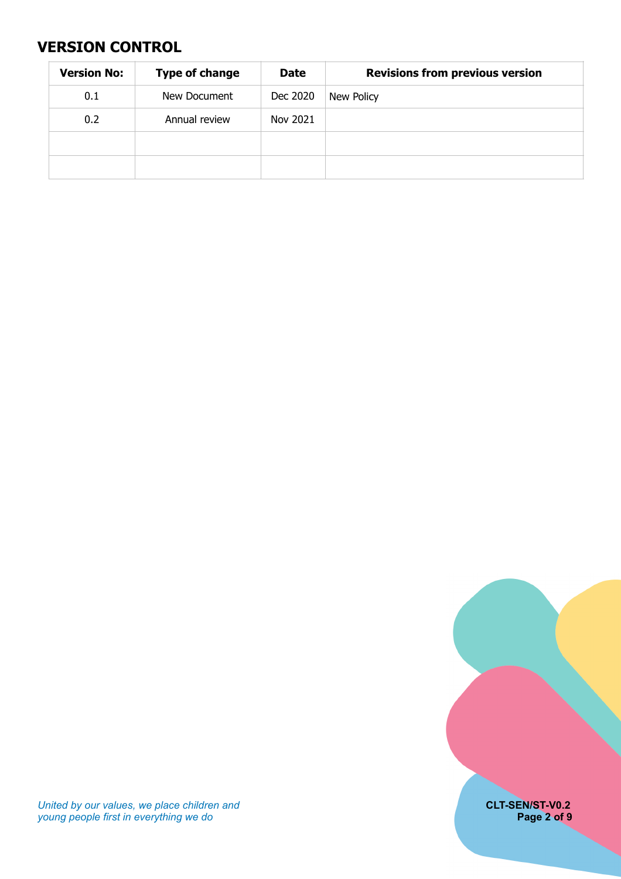## VERSION CONTROL

| Version No: | Type of change | Date | Revisions from previous version |
|---|---|---|---|
| 0.1 | New Document | Dec 2020 | New Policy |
| 0.2 | Annual review | Nov 2021 | |
| | | | |
| | | | |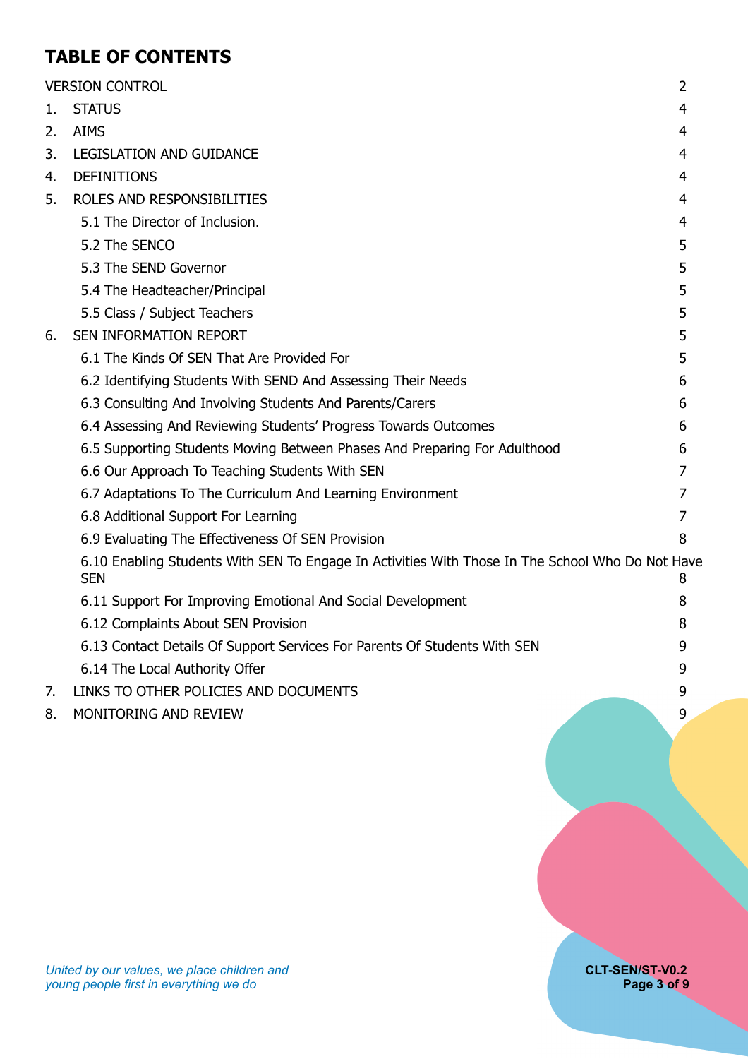# TABLE OF CONTENTS

| | |
|---|---|
| VERSION CONTROL | 2 |
| 1. STATUS | 4 |
| 2. AIMS | 4 |
| 3. LEGISLATION AND GUIDANCE | 4 |
| 4. DEFINITIONS | 4 |
| 5. ROLES AND RESPONSIBILITIES | 4 |
| 5.1 The Director of Inclusion. | 4 |
| 5.2 The SENCO | 5 |
| 5.3 The SEND Governor | 5 |
| 5.4 The Headteacher/Principal | 5 |
| 5.5 Class / Subject Teachers | 5 |
| 6. SEN INFORMATION REPORT | 5 |
| 6.1 The Kinds Of SEN That Are Provided For | 5 |
| 6.2 Identifying Students With SEND And Assessing Their Needs | 6 |
| 6.3 Consulting And Involving Students And Parents/Carers | 6 |
| 6.4 Assessing And Reviewing Students' Progress Towards Outcomes | 6 |
| 6.5 Supporting Students Moving Between Phases And Preparing For Adulthood | 6 |
| 6.6 Our Approach To Teaching Students With SEN | 7 |
| 6.7 Adaptations To The Curriculum And Learning Environment | 7 |
| 6.8 Additional Support For Learning | 7 |
| 6.9 Evaluating The Effectiveness Of SEN Provision | 8 |
| 6.10 Enabling Students With SEN To Engage In Activities With Those In The School Who Do Not Have SEN | 8 |
| 6.11 Support For Improving Emotional And Social Development | 8 |
| 6.12 Complaints About SEN Provision | 8 |
| 6.13 Contact Details Of Support Services For Parents Of Students With SEN | 9 |
| 6.14 The Local Authority Offer | 9 |
| 7. LINKS TO OTHER POLICIES AND DOCUMENTS | 9 |
| 8. MONITORING AND REVIEW | 9 |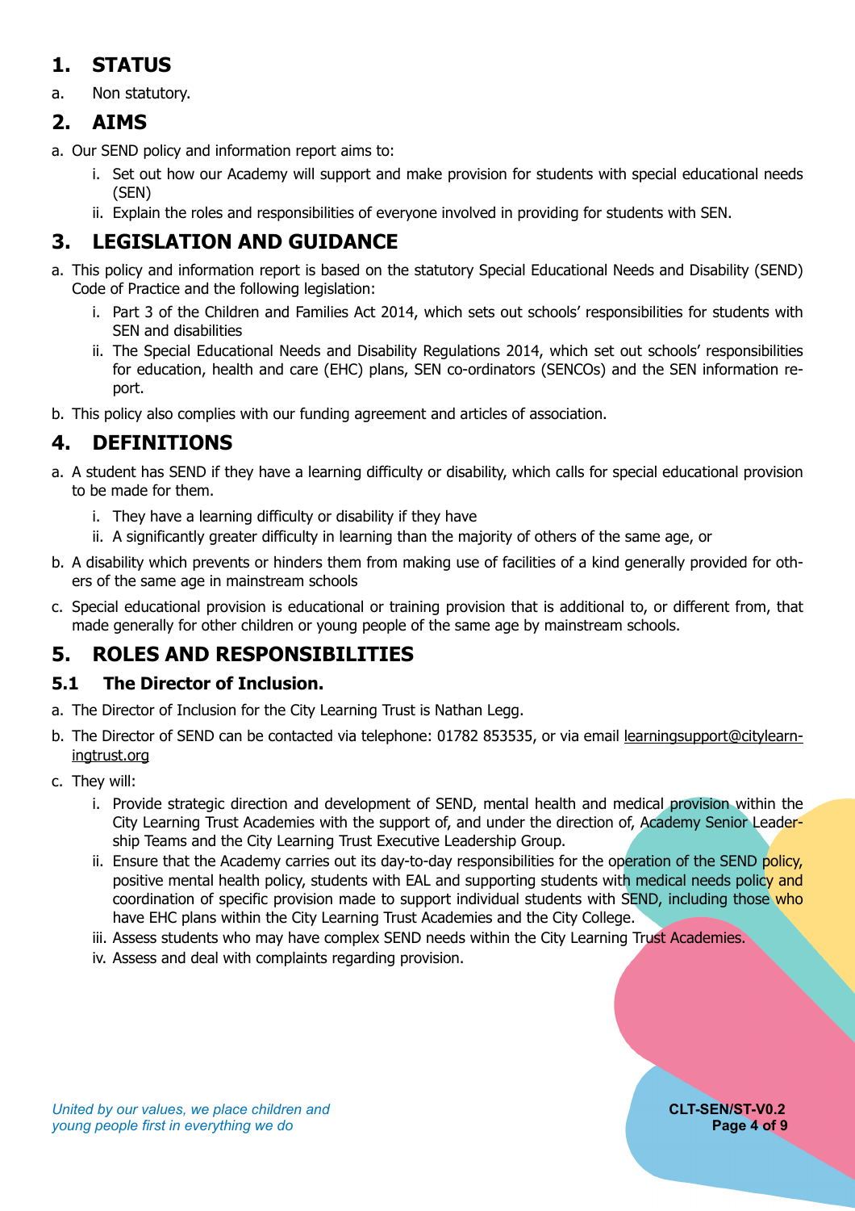## 1. STATUS

a. Non statutory.

## 2. AIMS

a. Our SEND policy and information report aims to:
   i. Set out how our Academy will support and make provision for students with special educational needs (SEN)
   ii. Explain the roles and responsibilities of everyone involved in providing for students with SEN.

## 3. LEGISLATION AND GUIDANCE

a. This policy and information report is based on the statutory Special Educational Needs and Disability (SEND) Code of Practice and the following legislation:
   i. Part 3 of the Children and Families Act 2014, which sets out schools' responsibilities for students with SEN and disabilities
   ii. The Special Educational Needs and Disability Regulations 2014, which set out schools' responsibilities for education, health and care (EHC) plans, SEN co-ordinators (SENCOs) and the SEN information report.

b. This policy also complies with our funding agreement and articles of association.

## 4. DEFINITIONS

a. A student has SEND if they have a learning difficulty or disability, which calls for special educational provision to be made for them.
   i. They have a learning difficulty or disability if they have
   ii. A significantly greater difficulty in learning than the majority of others of the same age, or

b. A disability which prevents or hinders them from making use of facilities of a kind generally provided for others of the same age in mainstream schools

c. Special educational provision is educational or training provision that is additional to, or different from, that made generally for other children or young people of the same age by mainstream schools.

## 5. ROLES AND RESPONSIBILITIES

### 5.1 The Director of Inclusion.

a. The Director of Inclusion for the City Learning Trust is Nathan Legg.

b. The Director of SEND can be contacted via telephone: 01782 853535, or via email learningsupport@citylearningtrust.org

c. They will:
   i. Provide strategic direction and development of SEND, mental health and medical provision within the City Learning Trust Academies with the support of, and under the direction of, Academy Senior Leadership Teams and the City Learning Trust Executive Leadership Group.
   ii. Ensure that the Academy carries out its day-to-day responsibilities for the operation of the SEND policy, positive mental health policy, students with EAL and supporting students with medical needs policy and coordination of specific provision made to support individual students with SEND, including those who have EHC plans within the City Learning Trust Academies and the City College.
   iii. Assess students who may have complex SEND needs within the City Learning Trust Academies.
   iv. Assess and deal with complaints regarding provision.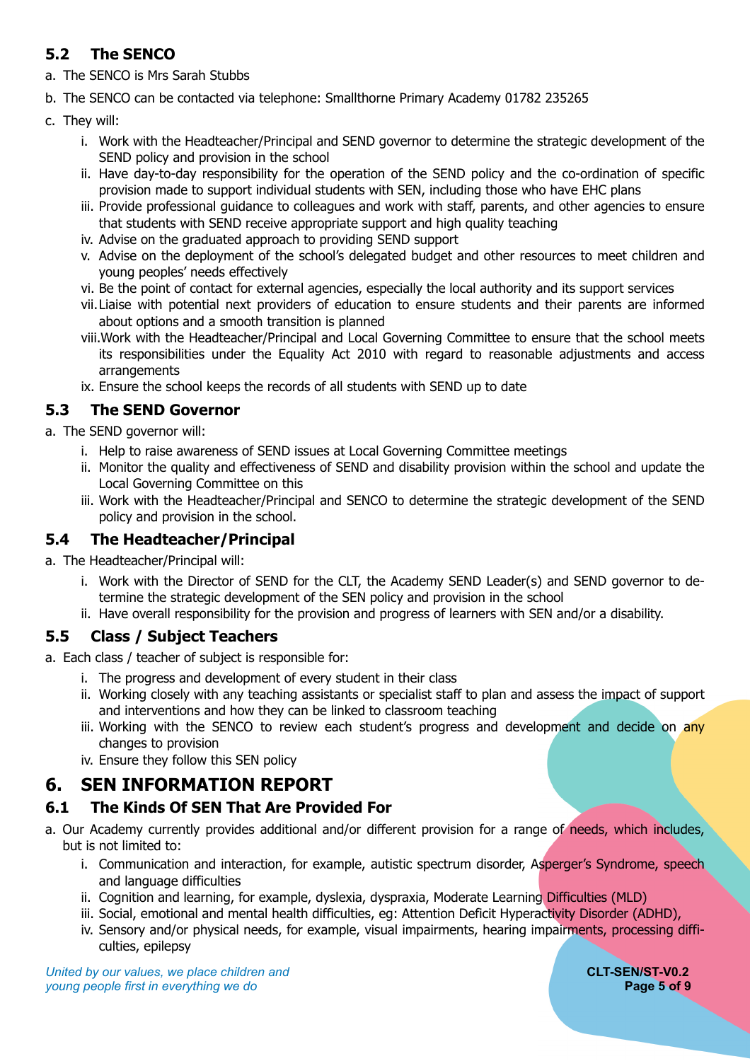### 5.2 The SENCO

a. The SENCO is Mrs Sarah Stubbs

b. The SENCO can be contacted via telephone: Smallthorne Primary Academy 01782 235265

c. They will:

   i. Work with the Headteacher/Principal and SEND governor to determine the strategic development of the SEND policy and provision in the school

   ii. Have day-to-day responsibility for the operation of the SEND policy and the co-ordination of specific provision made to support individual students with SEN, including those who have EHC plans

   iii. Provide professional guidance to colleagues and work with staff, parents, and other agencies to ensure that students with SEND receive appropriate support and high quality teaching

   iv. Advise on the graduated approach to providing SEND support

   v. Advise on the deployment of the school's delegated budget and other resources to meet children and young peoples' needs effectively

   vi. Be the point of contact for external agencies, especially the local authority and its support services

   vii. Liaise with potential next providers of education to ensure students and their parents are informed about options and a smooth transition is planned

   viii. Work with the Headteacher/Principal and Local Governing Committee to ensure that the school meets its responsibilities under the Equality Act 2010 with regard to reasonable adjustments and access arrangements

   ix. Ensure the school keeps the records of all students with SEND up to date

### 5.3 The SEND Governor

a. The SEND governor will:

   i. Help to raise awareness of SEND issues at Local Governing Committee meetings

   ii. Monitor the quality and effectiveness of SEND and disability provision within the school and update the Local Governing Committee on this

   iii. Work with the Headteacher/Principal and SENCO to determine the strategic development of the SEND policy and provision in the school.

### 5.4 The Headteacher/Principal

a. The Headteacher/Principal will:

   i. Work with the Director of SEND for the CLT, the Academy SEND Leader(s) and SEND governor to determine the strategic development of the SEN policy and provision in the school

   ii. Have overall responsibility for the provision and progress of learners with SEN and/or a disability.

### 5.5 Class / Subject Teachers

a. Each class / teacher of subject is responsible for:

   i. The progress and development of every student in their class

   ii. Working closely with any teaching assistants or specialist staff to plan and assess the impact of support and interventions and how they can be linked to classroom teaching

   iii. Working with the SENCO to review each student's progress and development and decide on any changes to provision

   iv. Ensure they follow this SEN policy

## 6. SEN INFORMATION REPORT

### 6.1 The Kinds Of SEN That Are Provided For

a. Our Academy currently provides additional and/or different provision for a range of needs, which includes, but is not limited to:

   i. Communication and interaction, for example, autistic spectrum disorder, Asperger's Syndrome, speech and language difficulties

   ii. Cognition and learning, for example, dyslexia, dyspraxia, Moderate Learning Difficulties (MLD)

   iii. Social, emotional and mental health difficulties, eg: Attention Deficit Hyperactivity Disorder (ADHD),

   iv. Sensory and/or physical needs, for example, visual impairments, hearing impairments, processing difficulties, epilepsy

*United by our values, we place children and young people first in everything we do*

**CLT-SEN/ST-V0.2**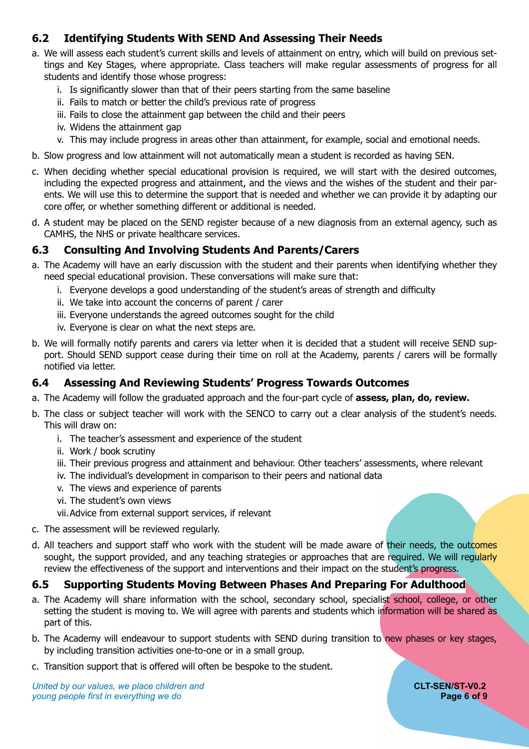## 6.2 Identifying Students With SEND And Assessing Their Needs

a. We will assess each student's current skills and levels of attainment on entry, which will build on previous settings and Key Stages, where appropriate. Class teachers will make regular assessments of progress for all students and identify those whose progress:
    i. Is significantly slower than that of their peers starting from the same baseline
    ii. Fails to match or better the child's previous rate of progress
    iii. Fails to close the attainment gap between the child and their peers
    iv. Widens the attainment gap
    v. This may include progress in areas other than attainment, for example, social and emotional needs.

b. Slow progress and low attainment will not automatically mean a student is recorded as having SEN.

c. When deciding whether special educational provision is required, we will start with the desired outcomes, including the expected progress and attainment, and the views and the wishes of the student and their parents. We will use this to determine the support that is needed and whether we can provide it by adapting our core offer, or whether something different or additional is needed.

d. A student may be placed on the SEND register because of a new diagnosis from an external agency, such as CAMHS, the NHS or private healthcare services.

## 6.3 Consulting And Involving Students And Parents/Carers

a. The Academy will have an early discussion with the student and their parents when identifying whether they need special educational provision. These conversations will make sure that:
    i. Everyone develops a good understanding of the student's areas of strength and difficulty
    ii. We take into account the concerns of parent / carer
    iii. Everyone understands the agreed outcomes sought for the child
    iv. Everyone is clear on what the next steps are.

b. We will formally notify parents and carers via letter when it is decided that a student will receive SEND support. Should SEND support cease during their time on roll at the Academy, parents / carers will be formally notified via letter.

## 6.4 Assessing And Reviewing Students' Progress Towards Outcomes

a. The Academy will follow the graduated approach and the four-part cycle of **assess, plan, do, review.**

b. The class or subject teacher will work with the SENCO to carry out a clear analysis of the student's needs. This will draw on:
    i. The teacher's assessment and experience of the student
    ii. Work / book scrutiny
    iii. Their previous progress and attainment and behaviour. Other teachers' assessments, where relevant
    iv. The individual's development in comparison to their peers and national data
    v. The views and experience of parents
    vi. The student's own views
    vii. Advice from external support services, if relevant

c. The assessment will be reviewed regularly.

d. All teachers and support staff who work with the student will be made aware of their needs, the outcomes sought, the support provided, and any teaching strategies or approaches that are required. We will regularly review the effectiveness of the support and interventions and their impact on the student's progress.

## 6.5 Supporting Students Moving Between Phases And Preparing For Adulthood

a. The Academy will share information with the school, secondary school, specialist school, college, or other setting the student is moving to. We will agree with parents and students which information will be shared as part of this.

b. The Academy will endeavour to support students with SEND during transition to new phases or key stages, by including transition activities one-to-one or in a small group.

c. Transition support that is offered will often be bespoke to the student.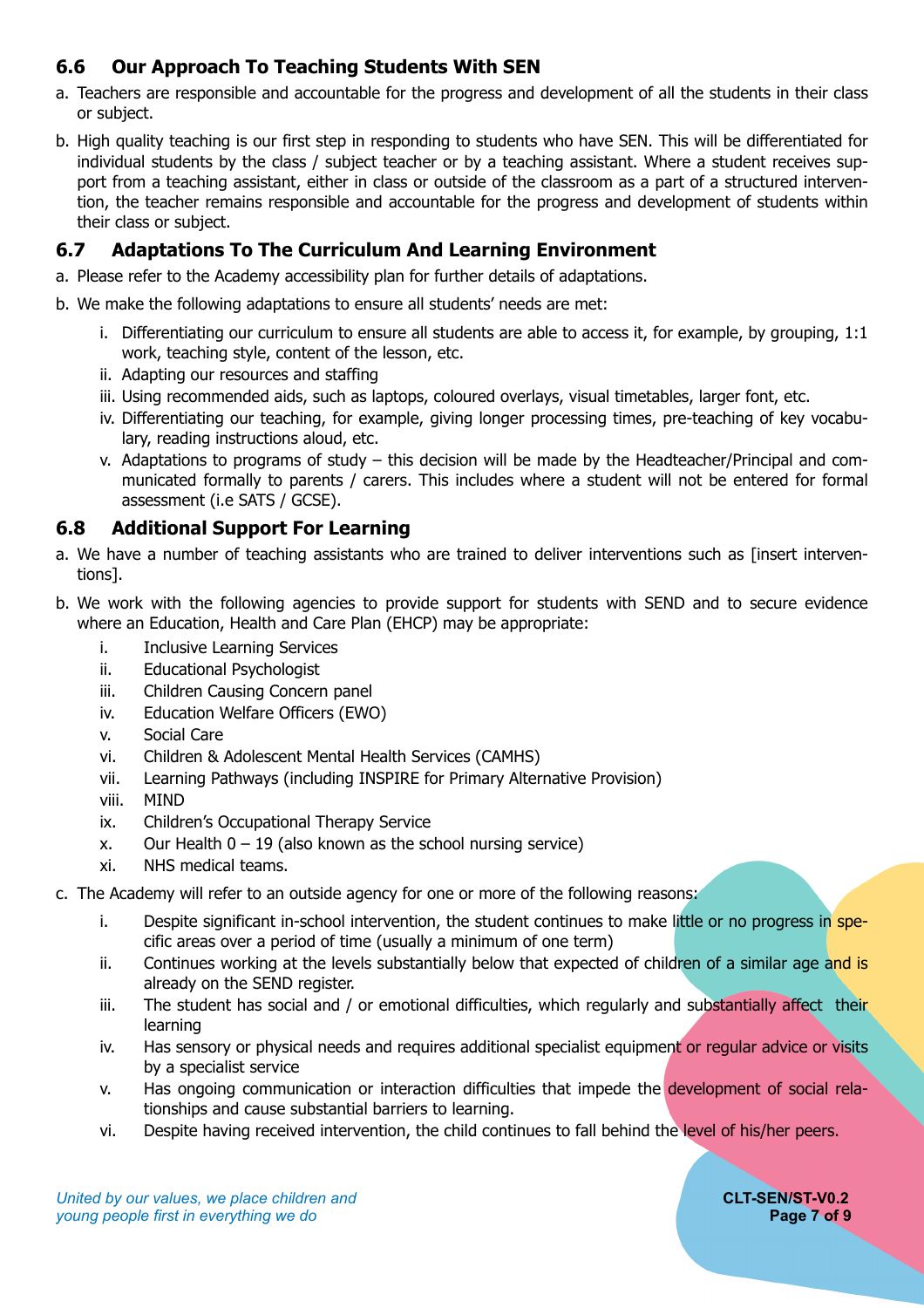## 6.6 Our Approach To Teaching Students With SEN

a. Teachers are responsible and accountable for the progress and development of all the students in their class or subject.

b. High quality teaching is our first step in responding to students who have SEN. This will be differentiated for individual students by the class / subject teacher or by a teaching assistant. Where a student receives support from a teaching assistant, either in class or outside of the classroom as a part of a structured intervention, the teacher remains responsible and accountable for the progress and development of students within their class or subject.

## 6.7 Adaptations To The Curriculum And Learning Environment

a. Please refer to the Academy accessibility plan for further details of adaptations.

b. We make the following adaptations to ensure all students' needs are met:

   i. Differentiating our curriculum to ensure all students are able to access it, for example, by grouping, 1:1 work, teaching style, content of the lesson, etc.
   
   ii. Adapting our resources and staffing
   
   iii. Using recommended aids, such as laptops, coloured overlays, visual timetables, larger font, etc.
   
   iv. Differentiating our teaching, for example, giving longer processing times, pre-teaching of key vocabulary, reading instructions aloud, etc.
   
   v. Adaptations to programs of study – this decision will be made by the Headteacher/Principal and communicated formally to parents / carers. This includes where a student will not be entered for formal assessment (i.e SATS / GCSE).

## 6.8 Additional Support For Learning

a. We have a number of teaching assistants who are trained to deliver interventions such as [insert interventions].

b. We work with the following agencies to provide support for students with SEND and to secure evidence where an Education, Health and Care Plan (EHCP) may be appropriate:

   i. Inclusive Learning Services
   
   ii. Educational Psychologist
   
   iii. Children Causing Concern panel
   
   iv. Education Welfare Officers (EWO)
   
   v. Social Care
   
   vi. Children & Adolescent Mental Health Services (CAMHS)
   
   vii. Learning Pathways (including INSPIRE for Primary Alternative Provision)
   
   viii. MIND
   
   ix. Children's Occupational Therapy Service
   
   x. Our Health 0 – 19 (also known as the school nursing service)
   
   xi. NHS medical teams.

c. The Academy will refer to an outside agency for one or more of the following reasons:

   i. Despite significant in-school intervention, the student continues to make little or no progress in specific areas over a period of time (usually a minimum of one term)
   
   ii. Continues working at the levels substantially below that expected of children of a similar age and is already on the SEND register.
   
   iii. The student has social and / or emotional difficulties, which regularly and substantially affect their learning
   
   iv. Has sensory or physical needs and requires additional specialist equipment or regular advice or visits by a specialist service
   
   v. Has ongoing communication or interaction difficulties that impede the development of social relationships and cause substantial barriers to learning.
   
   vi. Despite having received intervention, the child continues to fall behind the level of his/her peers.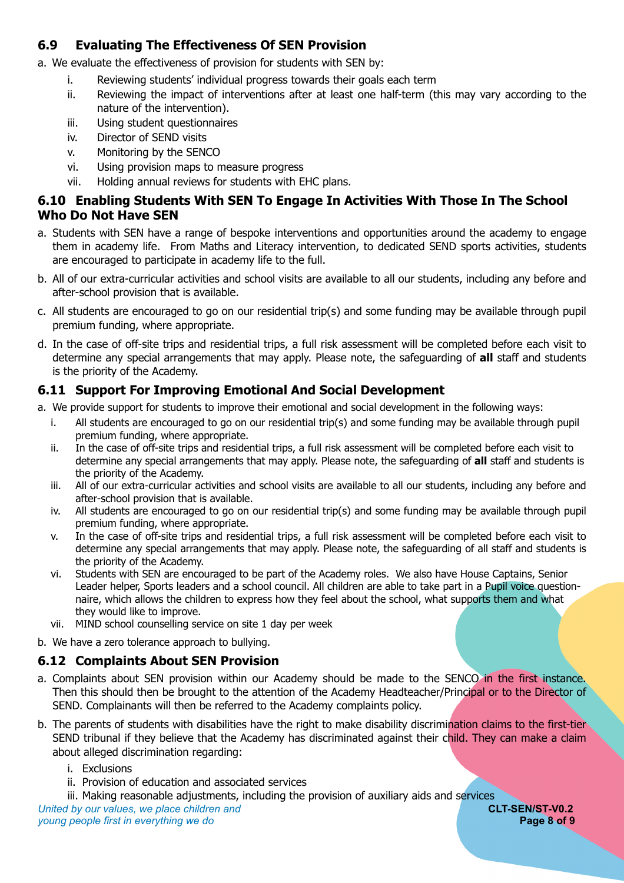## 6.9 Evaluating The Effectiveness Of SEN Provision

a. We evaluate the effectiveness of provision for students with SEN by:

   i. Reviewing students' individual progress towards their goals each term
   ii. Reviewing the impact of interventions after at least one half-term (this may vary according to the nature of the intervention).
   iii. Using student questionnaires
   iv. Director of SEND visits
   v. Monitoring by the SENCO
   vi. Using provision maps to measure progress
   vii. Holding annual reviews for students with EHC plans.

## 6.10 Enabling Students With SEN To Engage In Activities With Those In The School Who Do Not Have SEN

a. Students with SEN have a range of bespoke interventions and opportunities around the academy to engage them in academy life. From Maths and Literacy intervention, to dedicated SEND sports activities, students are encouraged to participate in academy life to the full.

b. All of our extra-curricular activities and school visits are available to all our students, including any before and after-school provision that is available.

c. All students are encouraged to go on our residential trip(s) and some funding may be available through pupil premium funding, where appropriate.

d. In the case of off-site trips and residential trips, a full risk assessment will be completed before each visit to determine any special arrangements that may apply. Please note, the safeguarding of **all** staff and students is the priority of the Academy.

## 6.11 Support For Improving Emotional And Social Development

a. We provide support for students to improve their emotional and social development in the following ways:

   i. All students are encouraged to go on our residential trip(s) and some funding may be available through pupil premium funding, where appropriate.
   ii. In the case of off-site trips and residential trips, a full risk assessment will be completed before each visit to determine any special arrangements that may apply. Please note, the safeguarding of **all** staff and students is the priority of the Academy.
   iii. All of our extra-curricular activities and school visits are available to all our students, including any before and after-school provision that is available.
   iv. All students are encouraged to go on our residential trip(s) and some funding may be available through pupil premium funding, where appropriate.
   v. In the case of off-site trips and residential trips, a full risk assessment will be completed before each visit to determine any special arrangements that may apply. Please note, the safeguarding of all staff and students is the priority of the Academy.
   vi. Students with SEN are encouraged to be part of the Academy roles. We also have House Captains, Senior Leader helper, Sports leaders and a school council. All children are able to take part in a Pupil voice questionnaire, which allows the children to express how they feel about the school, what supports them and what they would like to improve.
   vii. MIND school counselling service on site 1 day per week

b. We have a zero tolerance approach to bullying.

## 6.12 Complaints About SEN Provision

a. Complaints about SEN provision within our Academy should be made to the SENCO in the first instance. Then this should then be brought to the attention of the Academy Headteacher/Principal or to the Director of SEND. Complainants will then be referred to the Academy complaints policy.

b. The parents of students with disabilities have the right to make disability discrimination claims to the first-tier SEND tribunal if they believe that the Academy has discriminated against their child. They can make a claim about alleged discrimination regarding:

   i. Exclusions
   ii. Provision of education and associated services
   iii. Making reasonable adjustments, including the provision of auxiliary aids and services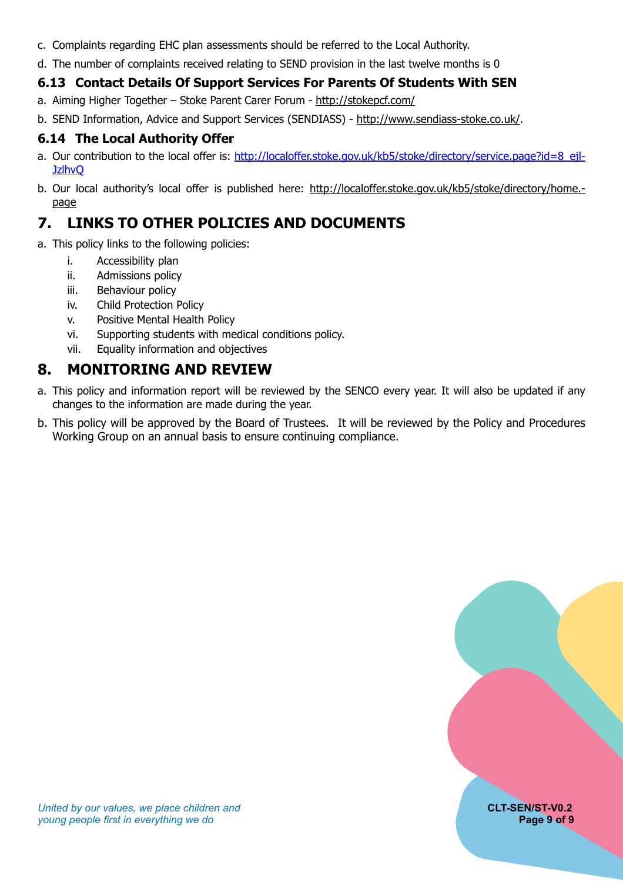c. Complaints regarding EHC plan assessments should be referred to the Local Authority.

d. The number of complaints received relating to SEND provision in the last twelve months is 0

### 6.13 Contact Details Of Support Services For Parents Of Students With SEN

a. Aiming Higher Together – Stoke Parent Carer Forum - http://stokepcf.com/

b. SEND Information, Advice and Support Services (SENDIASS) - http://www.sendiass-stoke.co.uk/.

### 6.14 The Local Authority Offer

a. Our contribution to the local offer is: http://localoffer.stoke.gov.uk/kb5/stoke/directory/service.page?id=8_ejl-JzlhvQ

b. Our local authority's local offer is published here: http://localoffer.stoke.gov.uk/kb5/stoke/directory/home.-page

## 7. LINKS TO OTHER POLICIES AND DOCUMENTS

a. This policy links to the following policies:

   i. Accessibility plan
   ii. Admissions policy
   iii. Behaviour policy
   iv. Child Protection Policy
   v. Positive Mental Health Policy
   vi. Supporting students with medical conditions policy.
   vii. Equality information and objectives

## 8. MONITORING AND REVIEW

a. This policy and information report will be reviewed by the SENCO every year. It will also be updated if any changes to the information are made during the year.

b. This policy will be approved by the Board of Trustees. It will be reviewed by the Policy and Procedures Working Group on an annual basis to ensure continuing compliance.